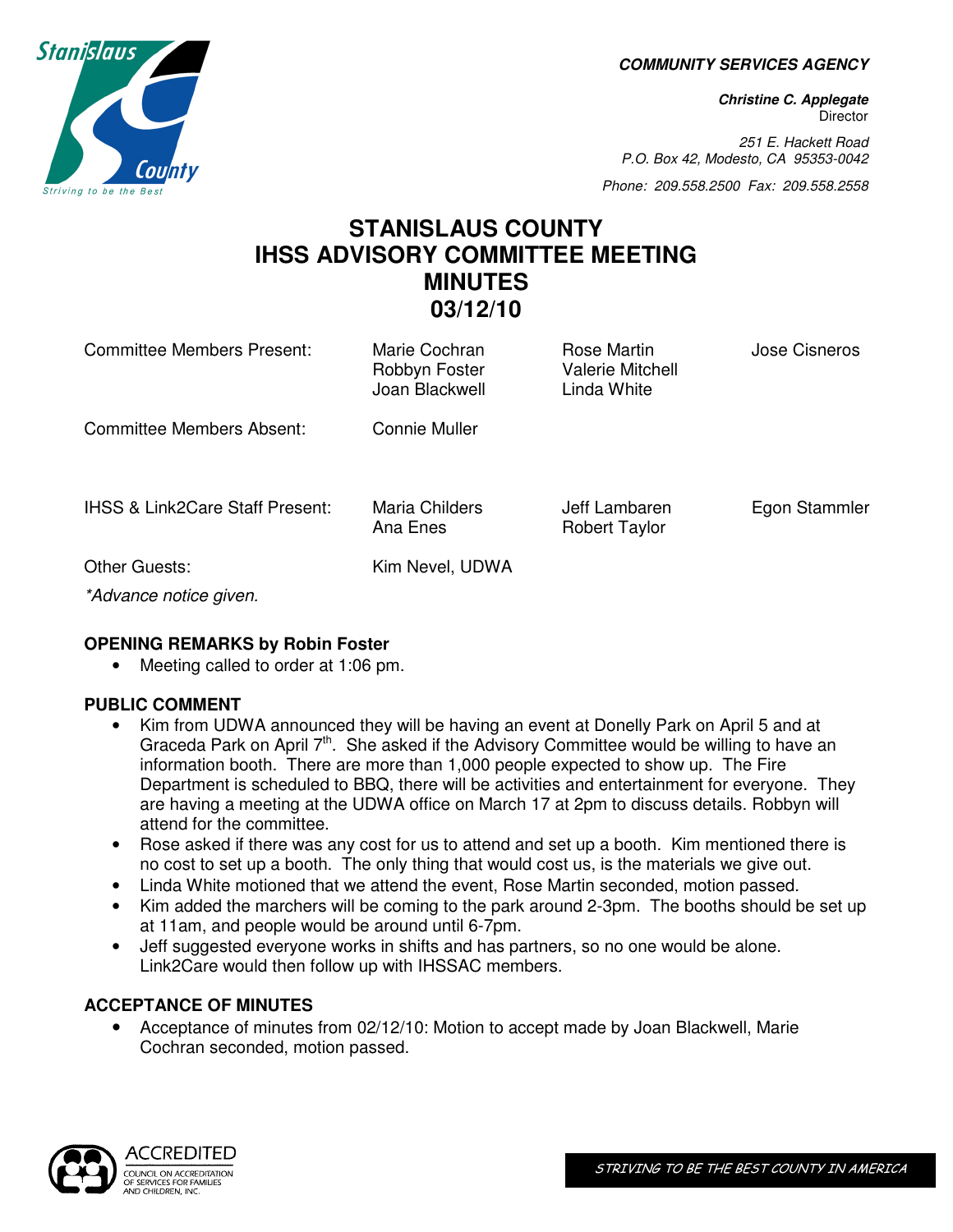**COMMUNITY SERVICES AGENCY**

***Christine C. Applegate***
Director

*251 E. Hackett Road*
*P.O. Box 42, Modesto, CA 95353-0042*

*Phone: 209.558.2500 Fax: 209.558.2558*

# STANISLAUS COUNTY IHSS ADVISORY COMMITTEE MEETING MINUTES 03/12/10

| | | | |
|---|---|---|---|
| Committee Members Present: | Marie Cochran<br>Robbyn Foster<br>Joan Blackwell | Rose Martin<br>Valerie Mitchell<br>Linda White | Jose Cisneros |
| Committee Members Absent: | Connie Muller | | |
| IHSS & Link2Care Staff Present: | Maria Childers<br>Ana Enes | Jeff Lambaren<br>Robert Taylor | Egon Stammler |
| Other Guests: | Kim Nevel, UDWA | | |

*\*Advance notice given.*

**OPENING REMARKS by Robin Foster**

- Meeting called to order at 1:06 pm.

**PUBLIC COMMENT**

- Kim from UDWA announced they will be having an event at Donelly Park on April 5 and at Graceda Park on April 7th. She asked if the Advisory Committee would be willing to have an information booth. There are more than 1,000 people expected to show up. The Fire Department is scheduled to BBQ, there will be activities and entertainment for everyone. They are having a meeting at the UDWA office on March 17 at 2pm to discuss details. Robbyn will attend for the committee.
- Rose asked if there was any cost for us to attend and set up a booth. Kim mentioned there is no cost to set up a booth. The only thing that would cost us, is the materials we give out.
- Linda White motioned that we attend the event, Rose Martin seconded, motion passed.
- Kim added the marchers will be coming to the park around 2-3pm. The booths should be set up at 11am, and people would be around until 6-7pm.
- Jeff suggested everyone works in shifts and has partners, so no one would be alone. Link2Care would then follow up with IHSSAC members.

**ACCEPTANCE OF MINUTES**

- Acceptance of minutes from 02/12/10: Motion to accept made by Joan Blackwell, Marie Cochran seconded, motion passed.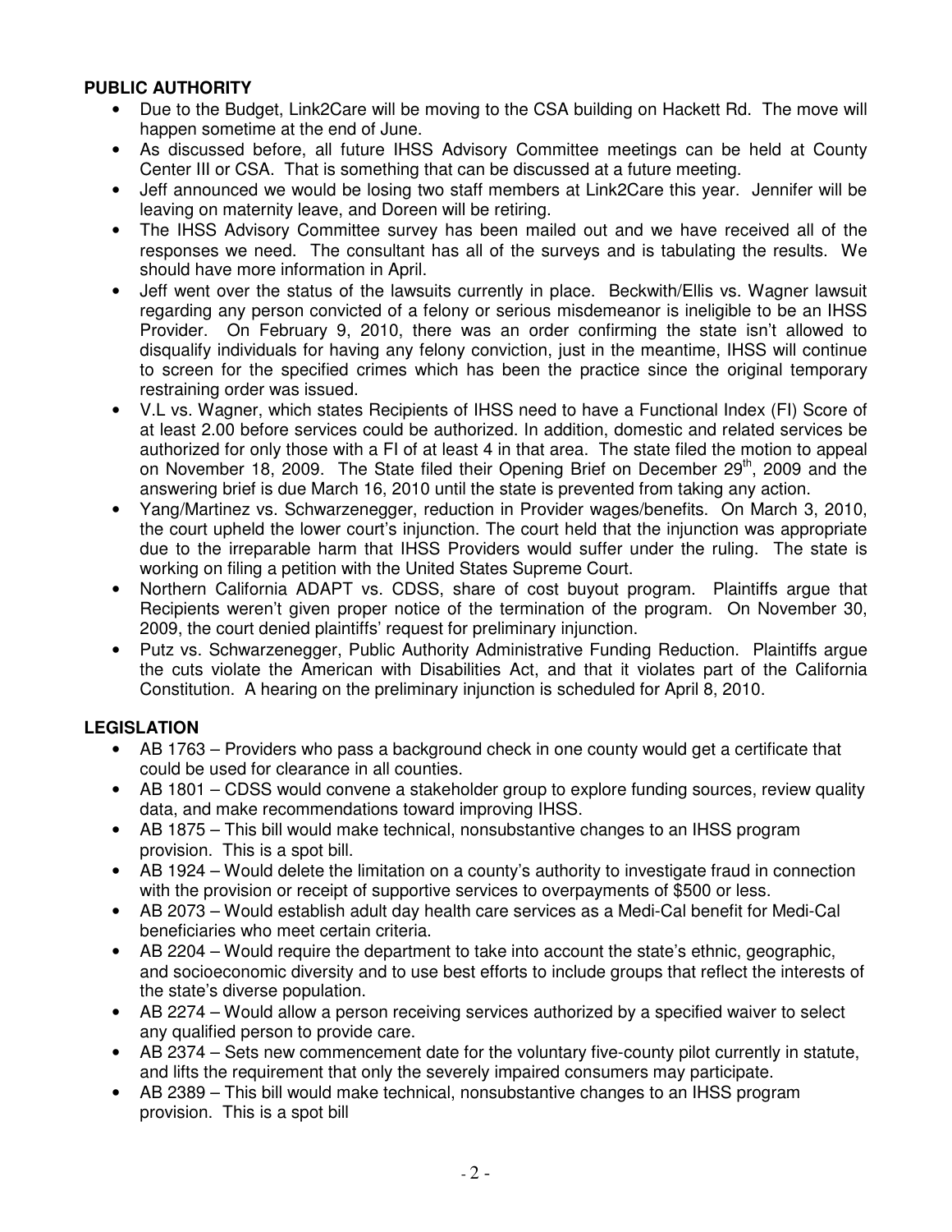**PUBLIC AUTHORITY**

- Due to the Budget, Link2Care will be moving to the CSA building on Hackett Rd. The move will happen sometime at the end of June.
- As discussed before, all future IHSS Advisory Committee meetings can be held at County Center III or CSA. That is something that can be discussed at a future meeting.
- Jeff announced we would be losing two staff members at Link2Care this year. Jennifer will be leaving on maternity leave, and Doreen will be retiring.
- The IHSS Advisory Committee survey has been mailed out and we have received all of the responses we need. The consultant has all of the surveys and is tabulating the results. We should have more information in April.
- Jeff went over the status of the lawsuits currently in place. Beckwith/Ellis vs. Wagner lawsuit regarding any person convicted of a felony or serious misdemeanor is ineligible to be an IHSS Provider. On February 9, 2010, there was an order confirming the state isn't allowed to disqualify individuals for having any felony conviction, just in the meantime, IHSS will continue to screen for the specified crimes which has been the practice since the original temporary restraining order was issued.
- V.L vs. Wagner, which states Recipients of IHSS need to have a Functional Index (FI) Score of at least 2.00 before services could be authorized. In addition, domestic and related services be authorized for only those with a FI of at least 4 in that area. The state filed the motion to appeal on November 18, 2009. The State filed their Opening Brief on December 29th, 2009 and the answering brief is due March 16, 2010 until the state is prevented from taking any action.
- Yang/Martinez vs. Schwarzenegger, reduction in Provider wages/benefits. On March 3, 2010, the court upheld the lower court's injunction. The court held that the injunction was appropriate due to the irreparable harm that IHSS Providers would suffer under the ruling. The state is working on filing a petition with the United States Supreme Court.
- Northern California ADAPT vs. CDSS, share of cost buyout program. Plaintiffs argue that Recipients weren't given proper notice of the termination of the program. On November 30, 2009, the court denied plaintiffs' request for preliminary injunction.
- Putz vs. Schwarzenegger, Public Authority Administrative Funding Reduction. Plaintiffs argue the cuts violate the American with Disabilities Act, and that it violates part of the California Constitution. A hearing on the preliminary injunction is scheduled for April 8, 2010.

**LEGISLATION**

- AB 1763 – Providers who pass a background check in one county would get a certificate that could be used for clearance in all counties.
- AB 1801 – CDSS would convene a stakeholder group to explore funding sources, review quality data, and make recommendations toward improving IHSS.
- AB 1875 – This bill would make technical, nonsubstantive changes to an IHSS program provision. This is a spot bill.
- AB 1924 – Would delete the limitation on a county's authority to investigate fraud in connection with the provision or receipt of supportive services to overpayments of $500 or less.
- AB 2073 – Would establish adult day health care services as a Medi-Cal benefit for Medi-Cal beneficiaries who meet certain criteria.
- AB 2204 – Would require the department to take into account the state's ethnic, geographic, and socioeconomic diversity and to use best efforts to include groups that reflect the interests of the state's diverse population.
- AB 2274 – Would allow a person receiving services authorized by a specified waiver to select any qualified person to provide care.
- AB 2374 – Sets new commencement date for the voluntary five-county pilot currently in statute, and lifts the requirement that only the severely impaired consumers may participate.
- AB 2389 – This bill would make technical, nonsubstantive changes to an IHSS program provision. This is a spot bill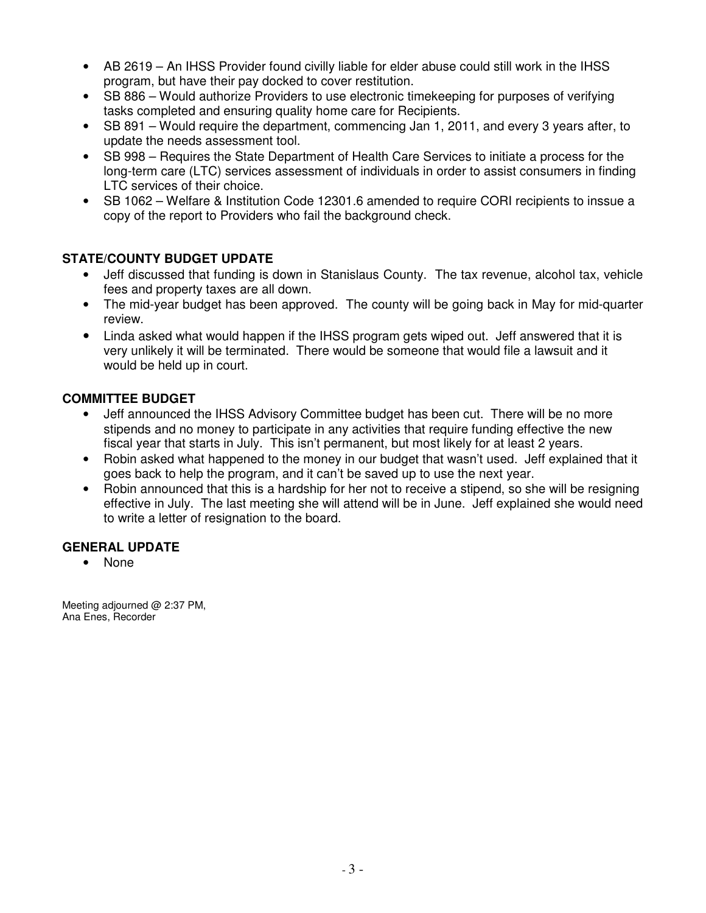- AB 2619 – An IHSS Provider found civilly liable for elder abuse could still work in the IHSS program, but have their pay docked to cover restitution.
- SB 886 – Would authorize Providers to use electronic timekeeping for purposes of verifying tasks completed and ensuring quality home care for Recipients.
- SB 891 – Would require the department, commencing Jan 1, 2011, and every 3 years after, to update the needs assessment tool.
- SB 998 – Requires the State Department of Health Care Services to initiate a process for the long-term care (LTC) services assessment of individuals in order to assist consumers in finding LTC services of their choice.
- SB 1062 – Welfare & Institution Code 12301.6 amended to require CORI recipients to inssue a copy of the report to Providers who fail the background check.

**STATE/COUNTY BUDGET UPDATE**

- Jeff discussed that funding is down in Stanislaus County. The tax revenue, alcohol tax, vehicle fees and property taxes are all down.
- The mid-year budget has been approved. The county will be going back in May for mid-quarter review.
- Linda asked what would happen if the IHSS program gets wiped out. Jeff answered that it is very unlikely it will be terminated. There would be someone that would file a lawsuit and it would be held up in court.

**COMMITTEE BUDGET**

- Jeff announced the IHSS Advisory Committee budget has been cut. There will be no more stipends and no money to participate in any activities that require funding effective the new fiscal year that starts in July. This isn't permanent, but most likely for at least 2 years.
- Robin asked what happened to the money in our budget that wasn't used. Jeff explained that it goes back to help the program, and it can't be saved up to use the next year.
- Robin announced that this is a hardship for her not to receive a stipend, so she will be resigning effective in July. The last meeting she will attend will be in June. Jeff explained she would need to write a letter of resignation to the board.

**GENERAL UPDATE**

- None

Meeting adjourned @ 2:37 PM,
Ana Enes, Recorder